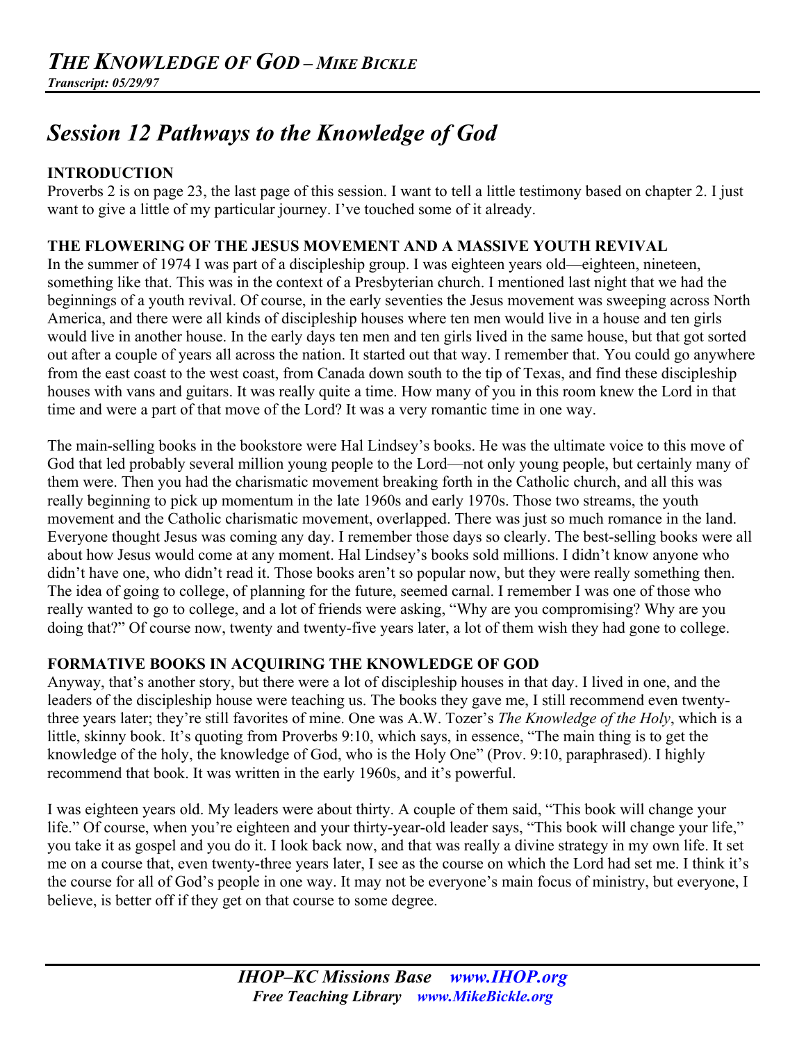## *THE KNOWLEDGE OF GOD – MIKE BICKLE*

***Transcript: 05/29/97***

# *Session 12 Pathways to the Knowledge of God*

### INTRODUCTION

Proverbs 2 is on page 23, the last page of this session. I want to tell a little testimony based on chapter 2. I just want to give a little of my particular journey. I've touched some of it already.

### THE FLOWERING OF THE JESUS MOVEMENT AND A MASSIVE YOUTH REVIVAL

In the summer of 1974 I was part of a discipleship group. I was eighteen years old—eighteen, nineteen, something like that. This was in the context of a Presbyterian church. I mentioned last night that we had the beginnings of a youth revival. Of course, in the early seventies the Jesus movement was sweeping across North America, and there were all kinds of discipleship houses where ten men would live in a house and ten girls would live in another house. In the early days ten men and ten girls lived in the same house, but that got sorted out after a couple of years all across the nation. It started out that way. I remember that. You could go anywhere from the east coast to the west coast, from Canada down south to the tip of Texas, and find these discipleship houses with vans and guitars. It was really quite a time. How many of you in this room knew the Lord in that time and were a part of that move of the Lord? It was a very romantic time in one way.

The main-selling books in the bookstore were Hal Lindsey's books. He was the ultimate voice to this move of God that led probably several million young people to the Lord—not only young people, but certainly many of them were. Then you had the charismatic movement breaking forth in the Catholic church, and all this was really beginning to pick up momentum in the late 1960s and early 1970s. Those two streams, the youth movement and the Catholic charismatic movement, overlapped. There was just so much romance in the land. Everyone thought Jesus was coming any day. I remember those days so clearly. The best-selling books were all about how Jesus would come at any moment. Hal Lindsey's books sold millions. I didn't know anyone who didn't have one, who didn't read it. Those books aren't so popular now, but they were really something then. The idea of going to college, of planning for the future, seemed carnal. I remember I was one of those who really wanted to go to college, and a lot of friends were asking, "Why are you compromising? Why are you doing that?" Of course now, twenty and twenty-five years later, a lot of them wish they had gone to college.

### FORMATIVE BOOKS IN ACQUIRING THE KNOWLEDGE OF GOD

Anyway, that's another story, but there were a lot of discipleship houses in that day. I lived in one, and the leaders of the discipleship house were teaching us. The books they gave me, I still recommend even twenty-three years later; they're still favorites of mine. One was A.W. Tozer's *The Knowledge of the Holy*, which is a little, skinny book. It's quoting from Proverbs 9:10, which says, in essence, "The main thing is to get the knowledge of the holy, the knowledge of God, who is the Holy One" (Prov. 9:10, paraphrased). I highly recommend that book. It was written in the early 1960s, and it's powerful.

I was eighteen years old. My leaders were about thirty. A couple of them said, "This book will change your life." Of course, when you're eighteen and your thirty-year-old leader says, "This book will change your life," you take it as gospel and you do it. I look back now, and that was really a divine strategy in my own life. It set me on a course that, even twenty-three years later, I see as the course on which the Lord had set me. I think it's the course for all of God's people in one way. It may not be everyone's main focus of ministry, but everyone, I believe, is better off if they get on that course to some degree.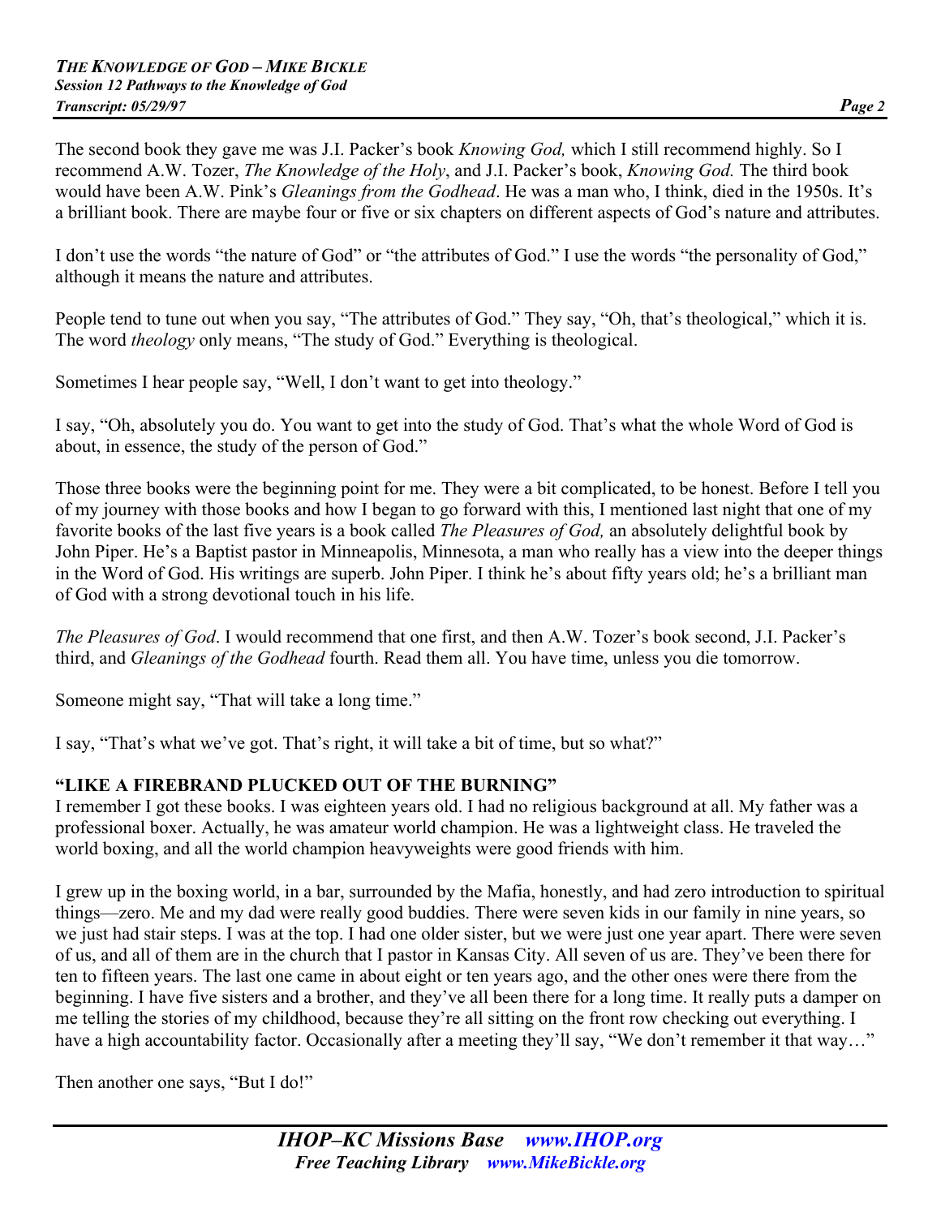The second book they gave me was J.I. Packer's book *Knowing God,* which I still recommend highly. So I recommend A.W. Tozer, *The Knowledge of the Holy*, and J.I. Packer's book, *Knowing God.* The third book would have been A.W. Pink's *Gleanings from the Godhead*. He was a man who, I think, died in the 1950s. It's a brilliant book. There are maybe four or five or six chapters on different aspects of God's nature and attributes.

I don't use the words "the nature of God" or "the attributes of God." I use the words "the personality of God," although it means the nature and attributes.

People tend to tune out when you say, "The attributes of God." They say, "Oh, that's theological," which it is. The word *theology* only means, "The study of God." Everything is theological.

Sometimes I hear people say, "Well, I don't want to get into theology."

I say, "Oh, absolutely you do. You want to get into the study of God. That's what the whole Word of God is about, in essence, the study of the person of God."

Those three books were the beginning point for me. They were a bit complicated, to be honest. Before I tell you of my journey with those books and how I began to go forward with this, I mentioned last night that one of my favorite books of the last five years is a book called *The Pleasures of God,* an absolutely delightful book by John Piper. He's a Baptist pastor in Minneapolis, Minnesota, a man who really has a view into the deeper things in the Word of God. His writings are superb. John Piper. I think he's about fifty years old; he's a brilliant man of God with a strong devotional touch in his life.

*The Pleasures of God*. I would recommend that one first, and then A.W. Tozer's book second, J.I. Packer's third, and *Gleanings of the Godhead* fourth. Read them all. You have time, unless you die tomorrow.

Someone might say, "That will take a long time."

I say, "That's what we've got. That's right, it will take a bit of time, but so what?"

**"LIKE A FIREBRAND PLUCKED OUT OF THE BURNING"**

I remember I got these books. I was eighteen years old. I had no religious background at all. My father was a professional boxer. Actually, he was amateur world champion. He was a lightweight class. He traveled the world boxing, and all the world champion heavyweights were good friends with him.

I grew up in the boxing world, in a bar, surrounded by the Mafia, honestly, and had zero introduction to spiritual things—zero. Me and my dad were really good buddies. There were seven kids in our family in nine years, so we just had stair steps. I was at the top. I had one older sister, but we were just one year apart. There were seven of us, and all of them are in the church that I pastor in Kansas City. All seven of us are. They've been there for ten to fifteen years. The last one came in about eight or ten years ago, and the other ones were there from the beginning. I have five sisters and a brother, and they've all been there for a long time. It really puts a damper on me telling the stories of my childhood, because they're all sitting on the front row checking out everything. I have a high accountability factor. Occasionally after a meeting they'll say, "We don't remember it that way…"

Then another one says, "But I do!"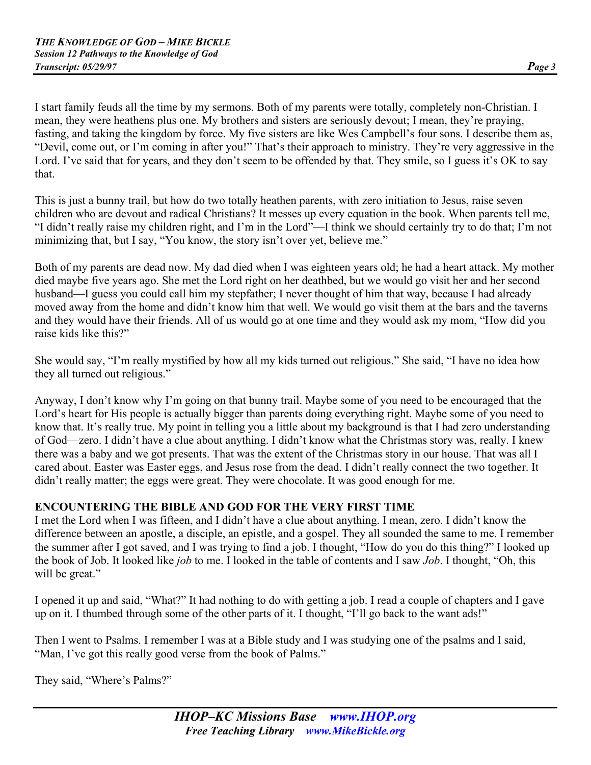I start family feuds all the time by my sermons. Both of my parents were totally, completely non-Christian. I mean, they were heathens plus one. My brothers and sisters are seriously devout; I mean, they're praying, fasting, and taking the kingdom by force. My five sisters are like Wes Campbell's four sons. I describe them as, "Devil, come out, or I'm coming in after you!" That's their approach to ministry. They're very aggressive in the Lord. I've said that for years, and they don't seem to be offended by that. They smile, so I guess it's OK to say that.

This is just a bunny trail, but how do two totally heathen parents, with zero initiation to Jesus, raise seven children who are devout and radical Christians? It messes up every equation in the book. When parents tell me, "I didn't really raise my children right, and I'm in the Lord"—I think we should certainly try to do that; I'm not minimizing that, but I say, "You know, the story isn't over yet, believe me."

Both of my parents are dead now. My dad died when I was eighteen years old; he had a heart attack. My mother died maybe five years ago. She met the Lord right on her deathbed, but we would go visit her and her second husband—I guess you could call him my stepfather; I never thought of him that way, because I had already moved away from the home and didn't know him that well. We would go visit them at the bars and the taverns and they would have their friends. All of us would go at one time and they would ask my mom, "How did you raise kids like this?"

She would say, "I'm really mystified by how all my kids turned out religious." She said, "I have no idea how they all turned out religious."

Anyway, I don't know why I'm going on that bunny trail. Maybe some of you need to be encouraged that the Lord's heart for His people is actually bigger than parents doing everything right. Maybe some of you need to know that. It's really true. My point in telling you a little about my background is that I had zero understanding of God—zero. I didn't have a clue about anything. I didn't know what the Christmas story was, really. I knew there was a baby and we got presents. That was the extent of the Christmas story in our house. That was all I cared about. Easter was Easter eggs, and Jesus rose from the dead. I didn't really connect the two together. It didn't really matter; the eggs were great. They were chocolate. It was good enough for me.

**ENCOUNTERING THE BIBLE AND GOD FOR THE VERY FIRST TIME**

I met the Lord when I was fifteen, and I didn't have a clue about anything. I mean, zero. I didn't know the difference between an apostle, a disciple, an epistle, and a gospel. They all sounded the same to me. I remember the summer after I got saved, and I was trying to find a job. I thought, "How do you do this thing?" I looked up the book of Job. It looked like *job* to me. I looked in the table of contents and I saw *Job*. I thought, "Oh, this will be great."

I opened it up and said, "What?" It had nothing to do with getting a job. I read a couple of chapters and I gave up on it. I thumbed through some of the other parts of it. I thought, "I'll go back to the want ads!"

Then I went to Psalms. I remember I was at a Bible study and I was studying one of the psalms and I said, "Man, I've got this really good verse from the book of Palms."

They said, "Where's Palms?"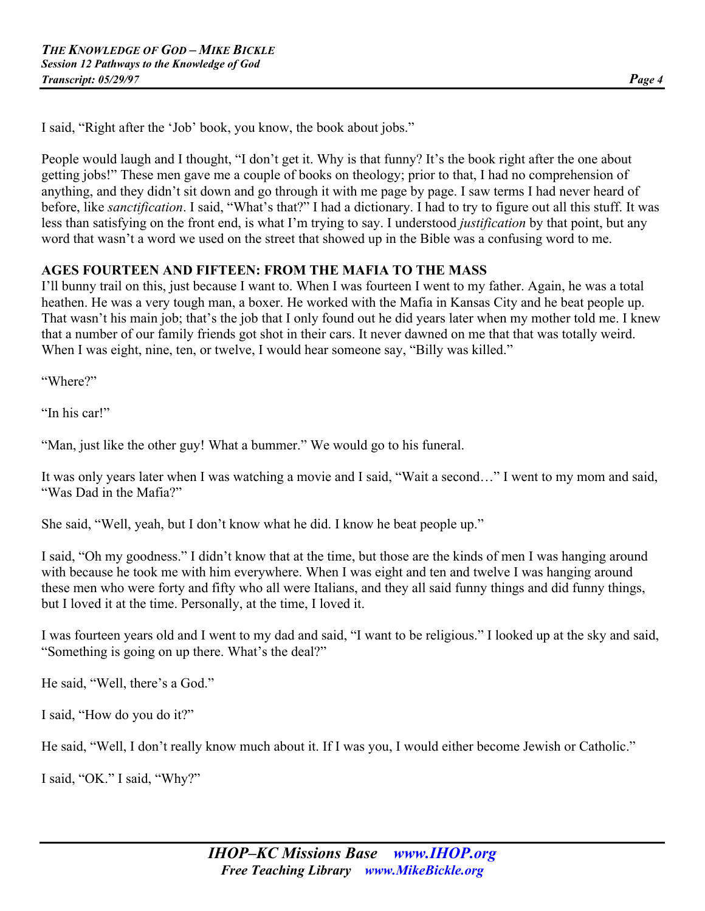I said, "Right after the 'Job' book, you know, the book about jobs."

People would laugh and I thought, "I don't get it. Why is that funny? It's the book right after the one about getting jobs!" These men gave me a couple of books on theology; prior to that, I had no comprehension of anything, and they didn't sit down and go through it with me page by page. I saw terms I had never heard of before, like *sanctification*. I said, "What's that?" I had a dictionary. I had to try to figure out all this stuff. It was less than satisfying on the front end, is what I'm trying to say. I understood *justification* by that point, but any word that wasn't a word we used on the street that showed up in the Bible was a confusing word to me.

**AGES FOURTEEN AND FIFTEEN: FROM THE MAFIA TO THE MASS**

I'll bunny trail on this, just because I want to. When I was fourteen I went to my father. Again, he was a total heathen. He was a very tough man, a boxer. He worked with the Mafia in Kansas City and he beat people up. That wasn't his main job; that's the job that I only found out he did years later when my mother told me. I knew that a number of our family friends got shot in their cars. It never dawned on me that that was totally weird. When I was eight, nine, ten, or twelve, I would hear someone say, "Billy was killed."

"Where?"

"In his car!"

"Man, just like the other guy! What a bummer." We would go to his funeral.

It was only years later when I was watching a movie and I said, "Wait a second…" I went to my mom and said, "Was Dad in the Mafia?"

She said, "Well, yeah, but I don't know what he did. I know he beat people up."

I said, "Oh my goodness." I didn't know that at the time, but those are the kinds of men I was hanging around with because he took me with him everywhere. When I was eight and ten and twelve I was hanging around these men who were forty and fifty who all were Italians, and they all said funny things and did funny things, but I loved it at the time. Personally, at the time, I loved it.

I was fourteen years old and I went to my dad and said, "I want to be religious." I looked up at the sky and said, "Something is going on up there. What's the deal?"

He said, "Well, there's a God."

I said, "How do you do it?"

He said, "Well, I don't really know much about it. If I was you, I would either become Jewish or Catholic."

I said, "OK." I said, "Why?"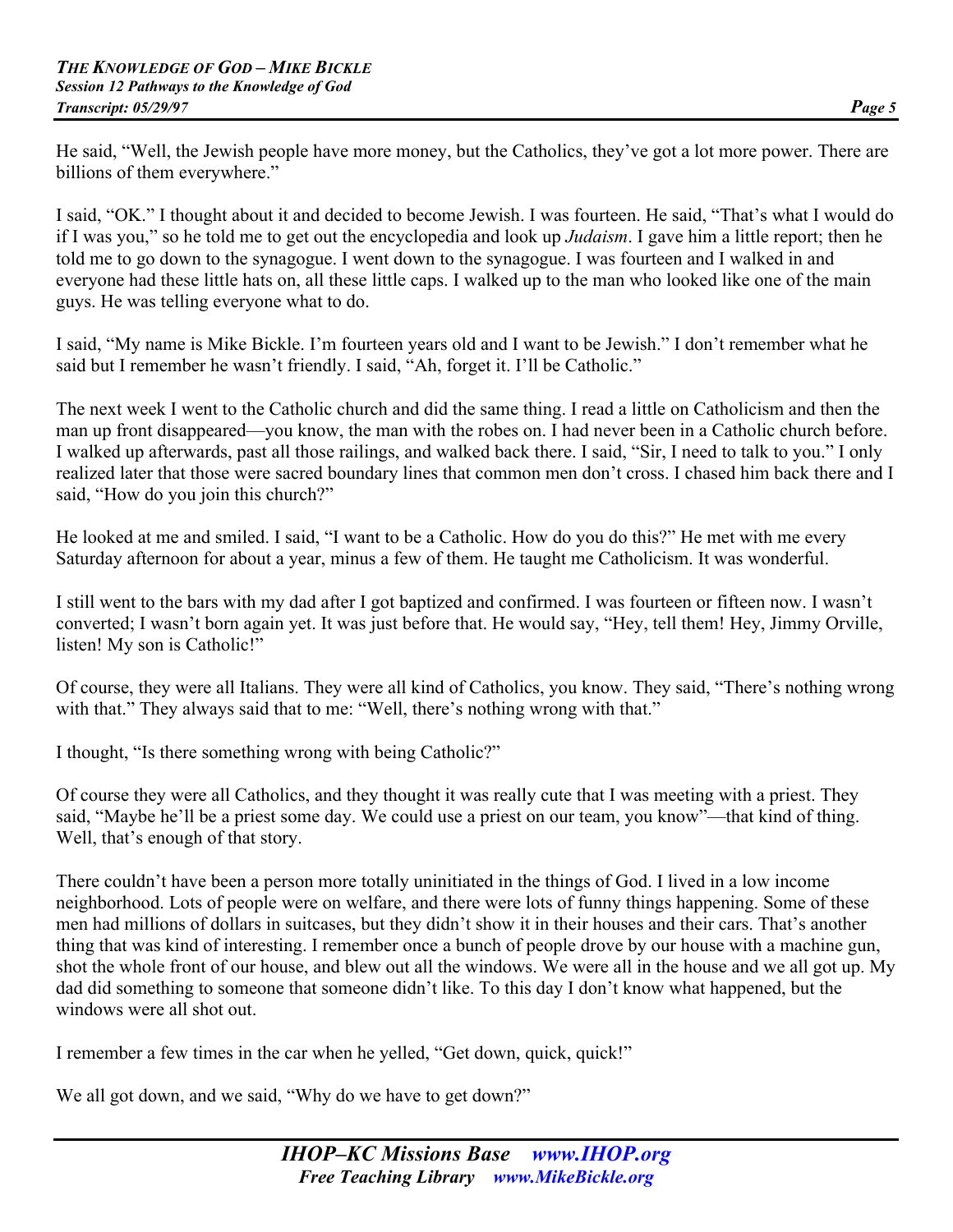He said, "Well, the Jewish people have more money, but the Catholics, they've got a lot more power. There are billions of them everywhere."

I said, "OK." I thought about it and decided to become Jewish. I was fourteen. He said, "That's what I would do if I was you," so he told me to get out the encyclopedia and look up *Judaism*. I gave him a little report; then he told me to go down to the synagogue. I went down to the synagogue. I was fourteen and I walked in and everyone had these little hats on, all these little caps. I walked up to the man who looked like one of the main guys. He was telling everyone what to do.

I said, "My name is Mike Bickle. I'm fourteen years old and I want to be Jewish." I don't remember what he said but I remember he wasn't friendly. I said, "Ah, forget it. I'll be Catholic."

The next week I went to the Catholic church and did the same thing. I read a little on Catholicism and then the man up front disappeared—you know, the man with the robes on. I had never been in a Catholic church before. I walked up afterwards, past all those railings, and walked back there. I said, "Sir, I need to talk to you." I only realized later that those were sacred boundary lines that common men don't cross. I chased him back there and I said, "How do you join this church?"

He looked at me and smiled. I said, "I want to be a Catholic. How do you do this?" He met with me every Saturday afternoon for about a year, minus a few of them. He taught me Catholicism. It was wonderful.

I still went to the bars with my dad after I got baptized and confirmed. I was fourteen or fifteen now. I wasn't converted; I wasn't born again yet. It was just before that. He would say, "Hey, tell them! Hey, Jimmy Orville, listen! My son is Catholic!"

Of course, they were all Italians. They were all kind of Catholics, you know. They said, "There's nothing wrong with that." They always said that to me: "Well, there's nothing wrong with that."

I thought, "Is there something wrong with being Catholic?"

Of course they were all Catholics, and they thought it was really cute that I was meeting with a priest. They said, "Maybe he'll be a priest some day. We could use a priest on our team, you know"—that kind of thing. Well, that's enough of that story.

There couldn't have been a person more totally uninitiated in the things of God. I lived in a low income neighborhood. Lots of people were on welfare, and there were lots of funny things happening. Some of these men had millions of dollars in suitcases, but they didn't show it in their houses and their cars. That's another thing that was kind of interesting. I remember once a bunch of people drove by our house with a machine gun, shot the whole front of our house, and blew out all the windows. We were all in the house and we all got up. My dad did something to someone that someone didn't like. To this day I don't know what happened, but the windows were all shot out.

I remember a few times in the car when he yelled, "Get down, quick, quick!"

We all got down, and we said, "Why do we have to get down?"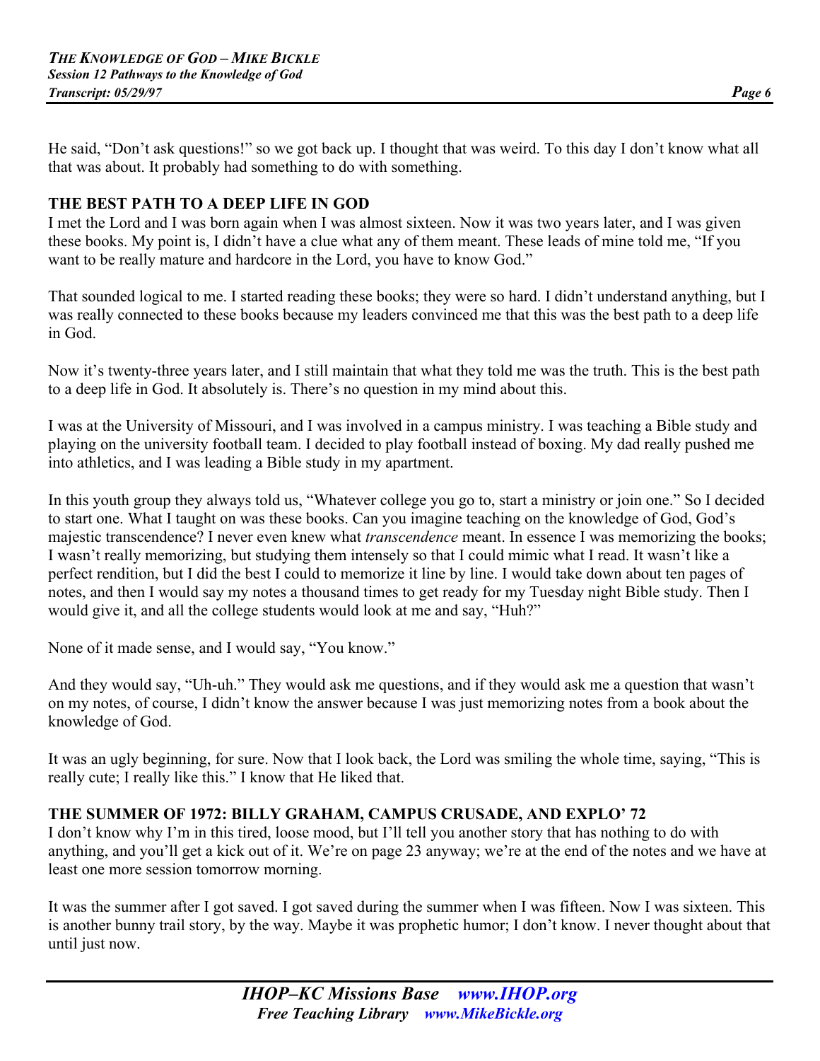He said, “Don’t ask questions!” so we got back up. I thought that was weird. To this day I don’t know what all that was about. It probably had something to do with something.

## THE BEST PATH TO A DEEP LIFE IN GOD

I met the Lord and I was born again when I was almost sixteen. Now it was two years later, and I was given these books. My point is, I didn’t have a clue what any of them meant. These leads of mine told me, “If you want to be really mature and hardcore in the Lord, you have to know God.”

That sounded logical to me. I started reading these books; they were so hard. I didn’t understand anything, but I was really connected to these books because my leaders convinced me that this was the best path to a deep life in God.

Now it’s twenty-three years later, and I still maintain that what they told me was the truth. This is the best path to a deep life in God. It absolutely is. There’s no question in my mind about this.

I was at the University of Missouri, and I was involved in a campus ministry. I was teaching a Bible study and playing on the university football team. I decided to play football instead of boxing. My dad really pushed me into athletics, and I was leading a Bible study in my apartment.

In this youth group they always told us, “Whatever college you go to, start a ministry or join one.” So I decided to start one. What I taught on was these books. Can you imagine teaching on the knowledge of God, God’s majestic transcendence? I never even knew what *transcendence* meant. In essence I was memorizing the books; I wasn’t really memorizing, but studying them intensely so that I could mimic what I read. It wasn’t like a perfect rendition, but I did the best I could to memorize it line by line. I would take down about ten pages of notes, and then I would say my notes a thousand times to get ready for my Tuesday night Bible study. Then I would give it, and all the college students would look at me and say, “Huh?”

None of it made sense, and I would say, “You know.”

And they would say, “Uh-uh.” They would ask me questions, and if they would ask me a question that wasn’t on my notes, of course, I didn’t know the answer because I was just memorizing notes from a book about the knowledge of God.

It was an ugly beginning, for sure. Now that I look back, the Lord was smiling the whole time, saying, “This is really cute; I really like this.” I know that He liked that.

## THE SUMMER OF 1972: BILLY GRAHAM, CAMPUS CRUSADE, AND EXPLO’ 72

I don’t know why I’m in this tired, loose mood, but I’ll tell you another story that has nothing to do with anything, and you’ll get a kick out of it. We’re on page 23 anyway; we’re at the end of the notes and we have at least one more session tomorrow morning.

It was the summer after I got saved. I got saved during the summer when I was fifteen. Now I was sixteen. This is another bunny trail story, by the way. Maybe it was prophetic humor; I don’t know. I never thought about that until just now.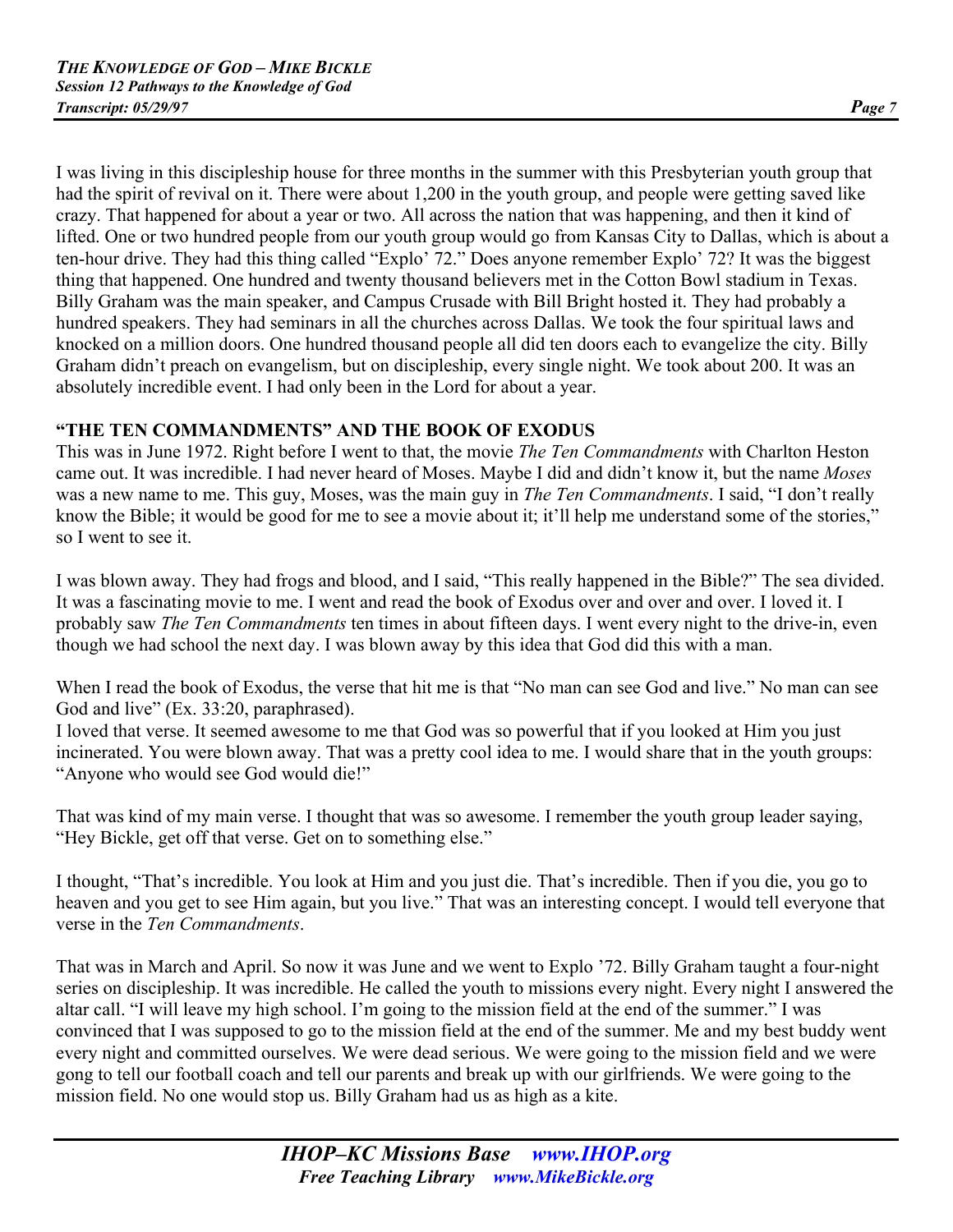I was living in this discipleship house for three months in the summer with this Presbyterian youth group that had the spirit of revival on it. There were about 1,200 in the youth group, and people were getting saved like crazy. That happened for about a year or two. All across the nation that was happening, and then it kind of lifted. One or two hundred people from our youth group would go from Kansas City to Dallas, which is about a ten-hour drive. They had this thing called "Explo' 72." Does anyone remember Explo' 72? It was the biggest thing that happened. One hundred and twenty thousand believers met in the Cotton Bowl stadium in Texas. Billy Graham was the main speaker, and Campus Crusade with Bill Bright hosted it. They had probably a hundred speakers. They had seminars in all the churches across Dallas. We took the four spiritual laws and knocked on a million doors. One hundred thousand people all did ten doors each to evangelize the city. Billy Graham didn't preach on evangelism, but on discipleship, every single night. We took about 200. It was an absolutely incredible event. I had only been in the Lord for about a year.

### "THE TEN COMMANDMENTS" AND THE BOOK OF EXODUS

This was in June 1972. Right before I went to that, the movie *The Ten Commandments* with Charlton Heston came out. It was incredible. I had never heard of Moses. Maybe I did and didn't know it, but the name *Moses* was a new name to me. This guy, Moses, was the main guy in *The Ten Commandments*. I said, "I don't really know the Bible; it would be good for me to see a movie about it; it'll help me understand some of the stories," so I went to see it.

I was blown away. They had frogs and blood, and I said, "This really happened in the Bible?" The sea divided. It was a fascinating movie to me. I went and read the book of Exodus over and over and over. I loved it. I probably saw *The Ten Commandments* ten times in about fifteen days. I went every night to the drive-in, even though we had school the next day. I was blown away by this idea that God did this with a man.

When I read the book of Exodus, the verse that hit me is that "No man can see God and live." No man can see God and live" (Ex. 33:20, paraphrased).

I loved that verse. It seemed awesome to me that God was so powerful that if you looked at Him you just incinerated. You were blown away. That was a pretty cool idea to me. I would share that in the youth groups: "Anyone who would see God would die!"

That was kind of my main verse. I thought that was so awesome. I remember the youth group leader saying, "Hey Bickle, get off that verse. Get on to something else."

I thought, "That's incredible. You look at Him and you just die. That's incredible. Then if you die, you go to heaven and you get to see Him again, but you live." That was an interesting concept. I would tell everyone that verse in the *Ten Commandments*.

That was in March and April. So now it was June and we went to Explo '72. Billy Graham taught a four-night series on discipleship. It was incredible. He called the youth to missions every night. Every night I answered the altar call. "I will leave my high school. I'm going to the mission field at the end of the summer." I was convinced that I was supposed to go to the mission field at the end of the summer. Me and my best buddy went every night and committed ourselves. We were dead serious. We were going to the mission field and we were gong to tell our football coach and tell our parents and break up with our girlfriends. We were going to the mission field. No one would stop us. Billy Graham had us as high as a kite.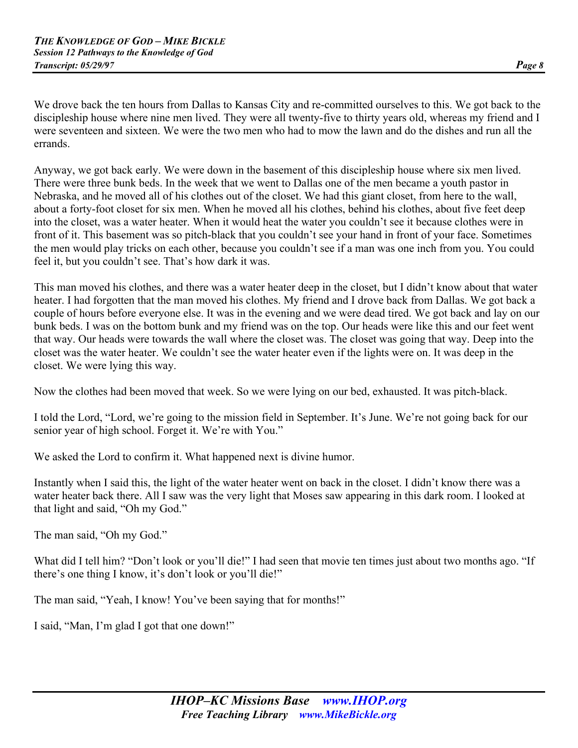We drove back the ten hours from Dallas to Kansas City and re-committed ourselves to this. We got back to the discipleship house where nine men lived. They were all twenty-five to thirty years old, whereas my friend and I were seventeen and sixteen. We were the two men who had to mow the lawn and do the dishes and run all the errands.

Anyway, we got back early. We were down in the basement of this discipleship house where six men lived. There were three bunk beds. In the week that we went to Dallas one of the men became a youth pastor in Nebraska, and he moved all of his clothes out of the closet. We had this giant closet, from here to the wall, about a forty-foot closet for six men. When he moved all his clothes, behind his clothes, about five feet deep into the closet, was a water heater. When it would heat the water you couldn't see it because clothes were in front of it. This basement was so pitch-black that you couldn't see your hand in front of your face. Sometimes the men would play tricks on each other, because you couldn't see if a man was one inch from you. You could feel it, but you couldn't see. That's how dark it was.

This man moved his clothes, and there was a water heater deep in the closet, but I didn't know about that water heater. I had forgotten that the man moved his clothes. My friend and I drove back from Dallas. We got back a couple of hours before everyone else. It was in the evening and we were dead tired. We got back and lay on our bunk beds. I was on the bottom bunk and my friend was on the top. Our heads were like this and our feet went that way. Our heads were towards the wall where the closet was. The closet was going that way. Deep into the closet was the water heater. We couldn't see the water heater even if the lights were on. It was deep in the closet. We were lying this way.

Now the clothes had been moved that week. So we were lying on our bed, exhausted. It was pitch-black.

I told the Lord, "Lord, we're going to the mission field in September. It's June. We're not going back for our senior year of high school. Forget it. We're with You."

We asked the Lord to confirm it. What happened next is divine humor.

Instantly when I said this, the light of the water heater went on back in the closet. I didn't know there was a water heater back there. All I saw was the very light that Moses saw appearing in this dark room. I looked at that light and said, "Oh my God."

The man said, "Oh my God."

What did I tell him? "Don't look or you'll die!" I had seen that movie ten times just about two months ago. "If there's one thing I know, it's don't look or you'll die!"

The man said, "Yeah, I know! You've been saying that for months!"

I said, "Man, I'm glad I got that one down!"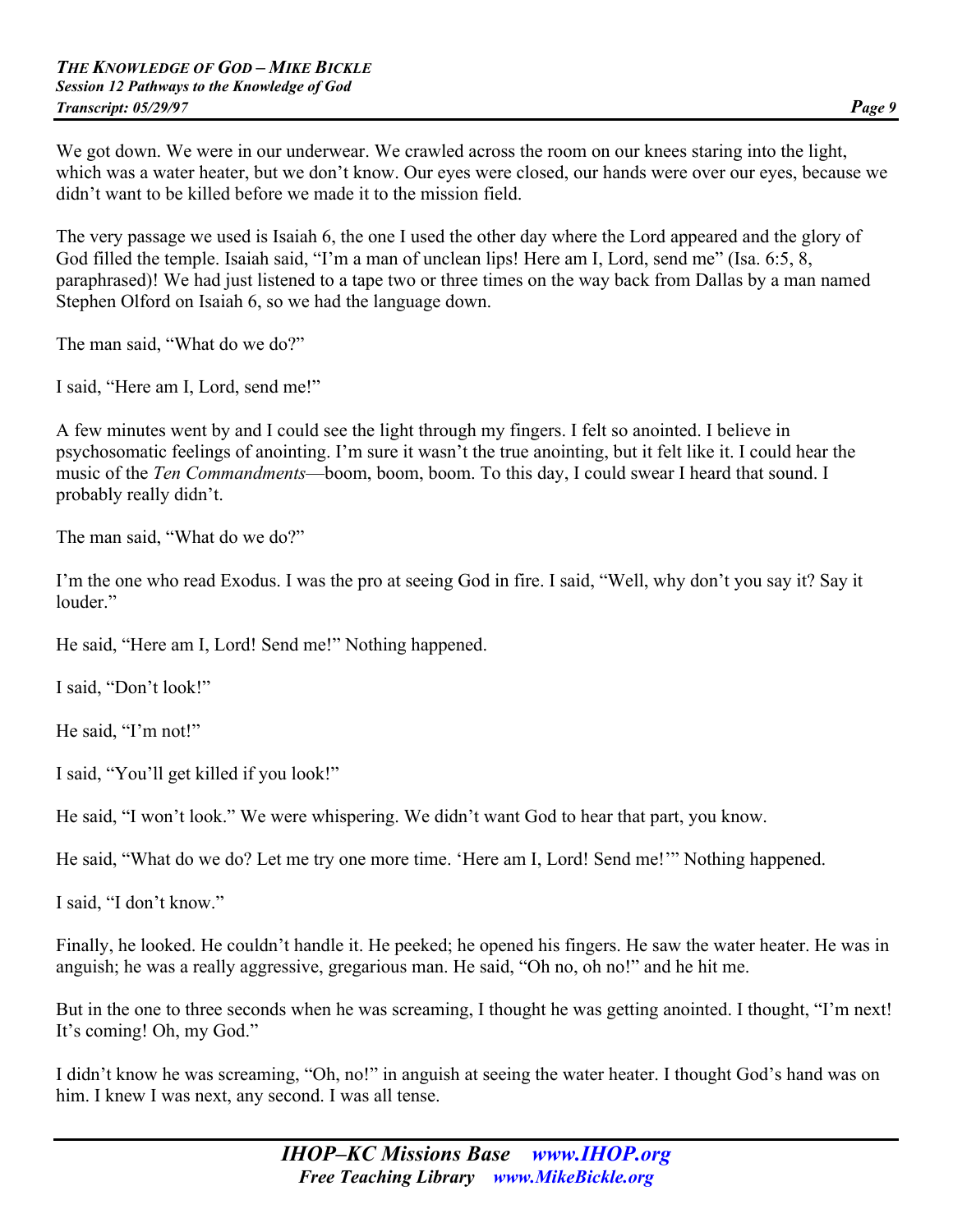We got down. We were in our underwear. We crawled across the room on our knees staring into the light, which was a water heater, but we don't know. Our eyes were closed, our hands were over our eyes, because we didn't want to be killed before we made it to the mission field.

The very passage we used is Isaiah 6, the one I used the other day where the Lord appeared and the glory of God filled the temple. Isaiah said, "I'm a man of unclean lips! Here am I, Lord, send me" (Isa. 6:5, 8, paraphrased)! We had just listened to a tape two or three times on the way back from Dallas by a man named Stephen Olford on Isaiah 6, so we had the language down.

The man said, "What do we do?"

I said, "Here am I, Lord, send me!"

A few minutes went by and I could see the light through my fingers. I felt so anointed. I believe in psychosomatic feelings of anointing. I'm sure it wasn't the true anointing, but it felt like it. I could hear the music of the *Ten Commandments*—boom, boom, boom. To this day, I could swear I heard that sound. I probably really didn't.

The man said, "What do we do?"

I'm the one who read Exodus. I was the pro at seeing God in fire. I said, "Well, why don't you say it? Say it louder."

He said, "Here am I, Lord! Send me!" Nothing happened.

I said, "Don't look!"

He said, "I'm not!"

I said, "You'll get killed if you look!"

He said, "I won't look." We were whispering. We didn't want God to hear that part, you know.

He said, "What do we do? Let me try one more time. 'Here am I, Lord! Send me!'" Nothing happened.

I said, "I don't know."

Finally, he looked. He couldn't handle it. He peeked; he opened his fingers. He saw the water heater. He was in anguish; he was a really aggressive, gregarious man. He said, "Oh no, oh no!" and he hit me.

But in the one to three seconds when he was screaming, I thought he was getting anointed. I thought, "I'm next! It's coming! Oh, my God."

I didn't know he was screaming, "Oh, no!" in anguish at seeing the water heater. I thought God's hand was on him. I knew I was next, any second. I was all tense.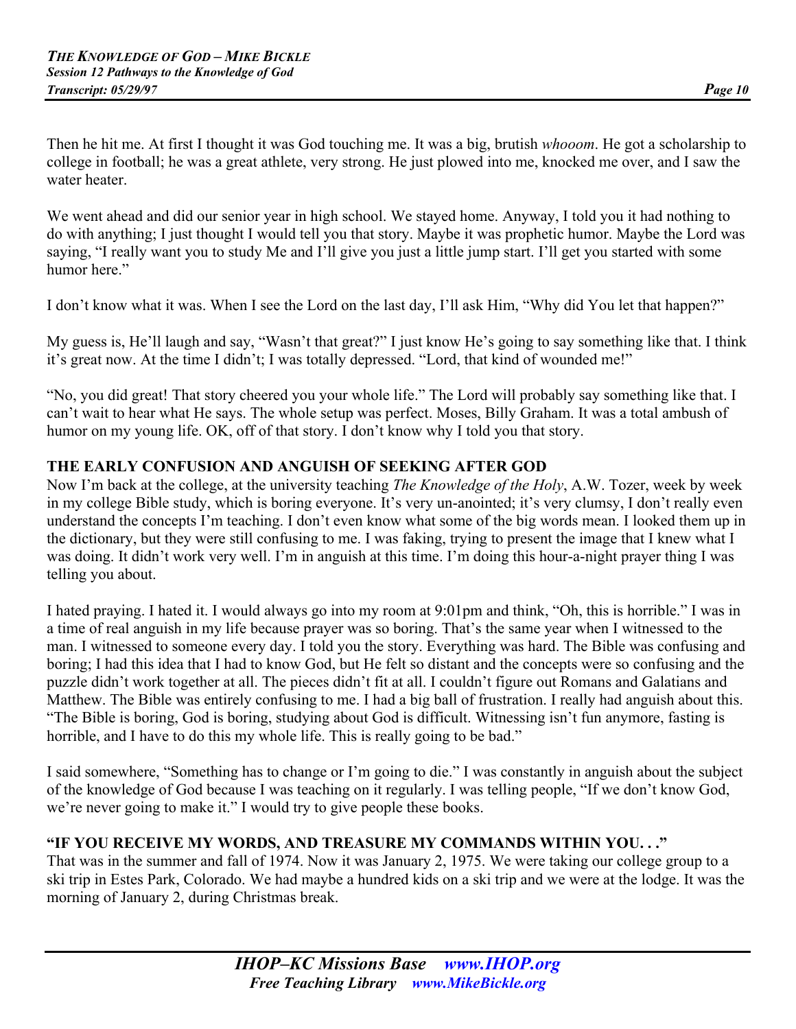Then he hit me. At first I thought it was God touching me. It was a big, brutish *whooom*. He got a scholarship to college in football; he was a great athlete, very strong. He just plowed into me, knocked me over, and I saw the water heater.

We went ahead and did our senior year in high school. We stayed home. Anyway, I told you it had nothing to do with anything; I just thought I would tell you that story. Maybe it was prophetic humor. Maybe the Lord was saying, "I really want you to study Me and I'll give you just a little jump start. I'll get you started with some humor here."

I don't know what it was. When I see the Lord on the last day, I'll ask Him, "Why did You let that happen?"

My guess is, He'll laugh and say, "Wasn't that great?" I just know He's going to say something like that. I think it's great now. At the time I didn't; I was totally depressed. "Lord, that kind of wounded me!"

"No, you did great! That story cheered you your whole life." The Lord will probably say something like that. I can't wait to hear what He says. The whole setup was perfect. Moses, Billy Graham. It was a total ambush of humor on my young life. OK, off of that story. I don't know why I told you that story.

## THE EARLY CONFUSION AND ANGUISH OF SEEKING AFTER GOD

Now I'm back at the college, at the university teaching *The Knowledge of the Holy*, A.W. Tozer, week by week in my college Bible study, which is boring everyone. It's very un-anointed; it's very clumsy, I don't really even understand the concepts I'm teaching. I don't even know what some of the big words mean. I looked them up in the dictionary, but they were still confusing to me. I was faking, trying to present the image that I knew what I was doing. It didn't work very well. I'm in anguish at this time. I'm doing this hour-a-night prayer thing I was telling you about.

I hated praying. I hated it. I would always go into my room at 9:01pm and think, "Oh, this is horrible." I was in a time of real anguish in my life because prayer was so boring. That's the same year when I witnessed to the man. I witnessed to someone every day. I told you the story. Everything was hard. The Bible was confusing and boring; I had this idea that I had to know God, but He felt so distant and the concepts were so confusing and the puzzle didn't work together at all. The pieces didn't fit at all. I couldn't figure out Romans and Galatians and Matthew. The Bible was entirely confusing to me. I had a big ball of frustration. I really had anguish about this. "The Bible is boring, God is boring, studying about God is difficult. Witnessing isn't fun anymore, fasting is horrible, and I have to do this my whole life. This is really going to be bad."

I said somewhere, "Something has to change or I'm going to die." I was constantly in anguish about the subject of the knowledge of God because I was teaching on it regularly. I was telling people, "If we don't know God, we're never going to make it." I would try to give people these books.

## "IF YOU RECEIVE MY WORDS, AND TREASURE MY COMMANDS WITHIN YOU. . ."

That was in the summer and fall of 1974. Now it was January 2, 1975. We were taking our college group to a ski trip in Estes Park, Colorado. We had maybe a hundred kids on a ski trip and we were at the lodge. It was the morning of January 2, during Christmas break.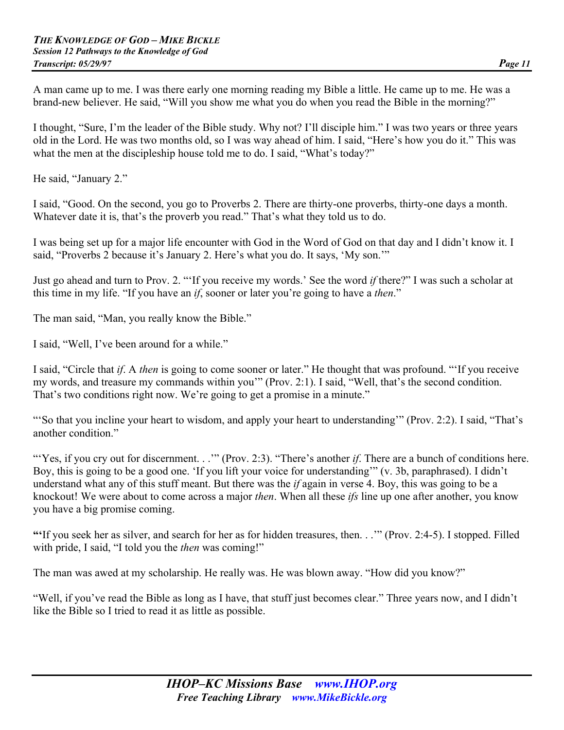A man came up to me. I was there early one morning reading my Bible a little. He came up to me. He was a brand-new believer. He said, "Will you show me what you do when you read the Bible in the morning?"

I thought, "Sure, I'm the leader of the Bible study. Why not? I'll disciple him." I was two years or three years old in the Lord. He was two months old, so I was way ahead of him. I said, "Here's how you do it." This was what the men at the discipleship house told me to do. I said, "What's today?"

He said, "January 2."

I said, "Good. On the second, you go to Proverbs 2. There are thirty-one proverbs, thirty-one days a month. Whatever date it is, that's the proverb you read." That's what they told us to do.

I was being set up for a major life encounter with God in the Word of God on that day and I didn't know it. I said, "Proverbs 2 because it's January 2. Here's what you do. It says, 'My son.'"

Just go ahead and turn to Prov. 2. "'If you receive my words.' See the word *if* there?" I was such a scholar at this time in my life. "If you have an *if*, sooner or later you're going to have a *then*."

The man said, "Man, you really know the Bible."

I said, "Well, I've been around for a while."

I said, "Circle that *if*. A *then* is going to come sooner or later." He thought that was profound. "'If you receive my words, and treasure my commands within you'" (Prov. 2:1). I said, "Well, that's the second condition. That's two conditions right now. We're going to get a promise in a minute."

"'So that you incline your heart to wisdom, and apply your heart to understanding'" (Prov. 2:2). I said, "That's another condition."

"'Yes, if you cry out for discernment. . .'" (Prov. 2:3). "There's another *if*. There are a bunch of conditions here. Boy, this is going to be a good one. 'If you lift your voice for understanding'" (v. 3b, paraphrased). I didn't understand what any of this stuff meant. But there was the *if* again in verse 4. Boy, this was going to be a knockout! We were about to come across a major *then*. When all these *ifs* line up one after another, you know you have a big promise coming.

**"**'If you seek her as silver, and search for her as for hidden treasures, then. . .'" (Prov. 2:4-5). I stopped. Filled with pride, I said, "I told you the *then* was coming!"

The man was awed at my scholarship. He really was. He was blown away. "How did you know?"

"Well, if you've read the Bible as long as I have, that stuff just becomes clear." Three years now, and I didn't like the Bible so I tried to read it as little as possible.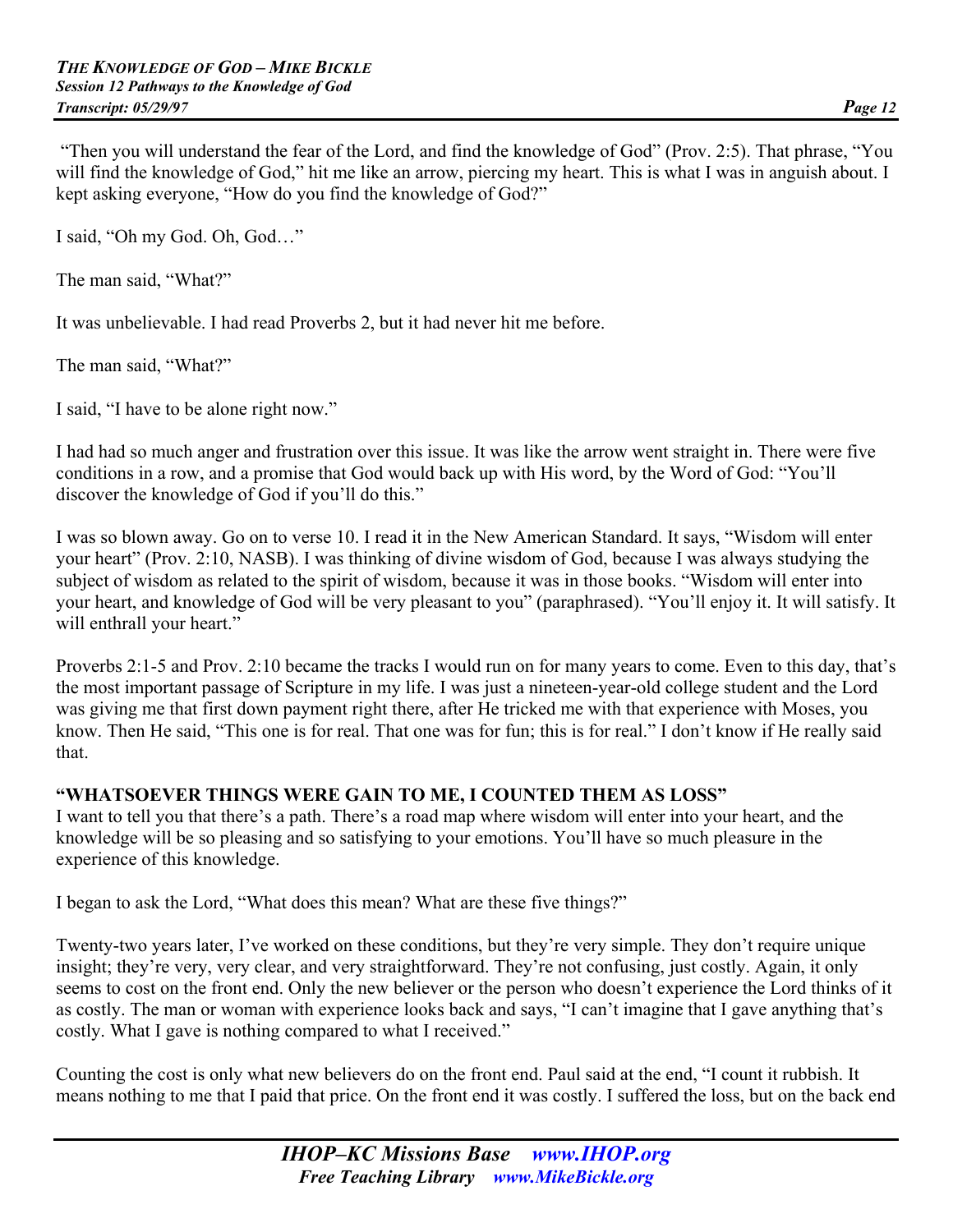"Then you will understand the fear of the Lord, and find the knowledge of God" (Prov. 2:5). That phrase, "You will find the knowledge of God," hit me like an arrow, piercing my heart. This is what I was in anguish about. I kept asking everyone, "How do you find the knowledge of God?"

I said, "Oh my God. Oh, God…"

The man said, "What?"

It was unbelievable. I had read Proverbs 2, but it had never hit me before.

The man said, "What?"

I said, "I have to be alone right now."

I had had so much anger and frustration over this issue. It was like the arrow went straight in. There were five conditions in a row, and a promise that God would back up with His word, by the Word of God: "You'll discover the knowledge of God if you'll do this."

I was so blown away. Go on to verse 10. I read it in the New American Standard. It says, "Wisdom will enter your heart" (Prov. 2:10, NASB). I was thinking of divine wisdom of God, because I was always studying the subject of wisdom as related to the spirit of wisdom, because it was in those books. "Wisdom will enter into your heart, and knowledge of God will be very pleasant to you" (paraphrased). "You'll enjoy it. It will satisfy. It will enthrall your heart."

Proverbs 2:1-5 and Prov. 2:10 became the tracks I would run on for many years to come. Even to this day, that's the most important passage of Scripture in my life. I was just a nineteen-year-old college student and the Lord was giving me that first down payment right there, after He tricked me with that experience with Moses, you know. Then He said, "This one is for real. That one was for fun; this is for real." I don't know if He really said that.

**"WHATSOEVER THINGS WERE GAIN TO ME, I COUNTED THEM AS LOSS"**

I want to tell you that there's a path. There's a road map where wisdom will enter into your heart, and the knowledge will be so pleasing and so satisfying to your emotions. You'll have so much pleasure in the experience of this knowledge.

I began to ask the Lord, "What does this mean? What are these five things?"

Twenty-two years later, I've worked on these conditions, but they're very simple. They don't require unique insight; they're very, very clear, and very straightforward. They're not confusing, just costly. Again, it only seems to cost on the front end. Only the new believer or the person who doesn't experience the Lord thinks of it as costly. The man or woman with experience looks back and says, "I can't imagine that I gave anything that's costly. What I gave is nothing compared to what I received."

Counting the cost is only what new believers do on the front end. Paul said at the end, "I count it rubbish. It means nothing to me that I paid that price. On the front end it was costly. I suffered the loss, but on the back end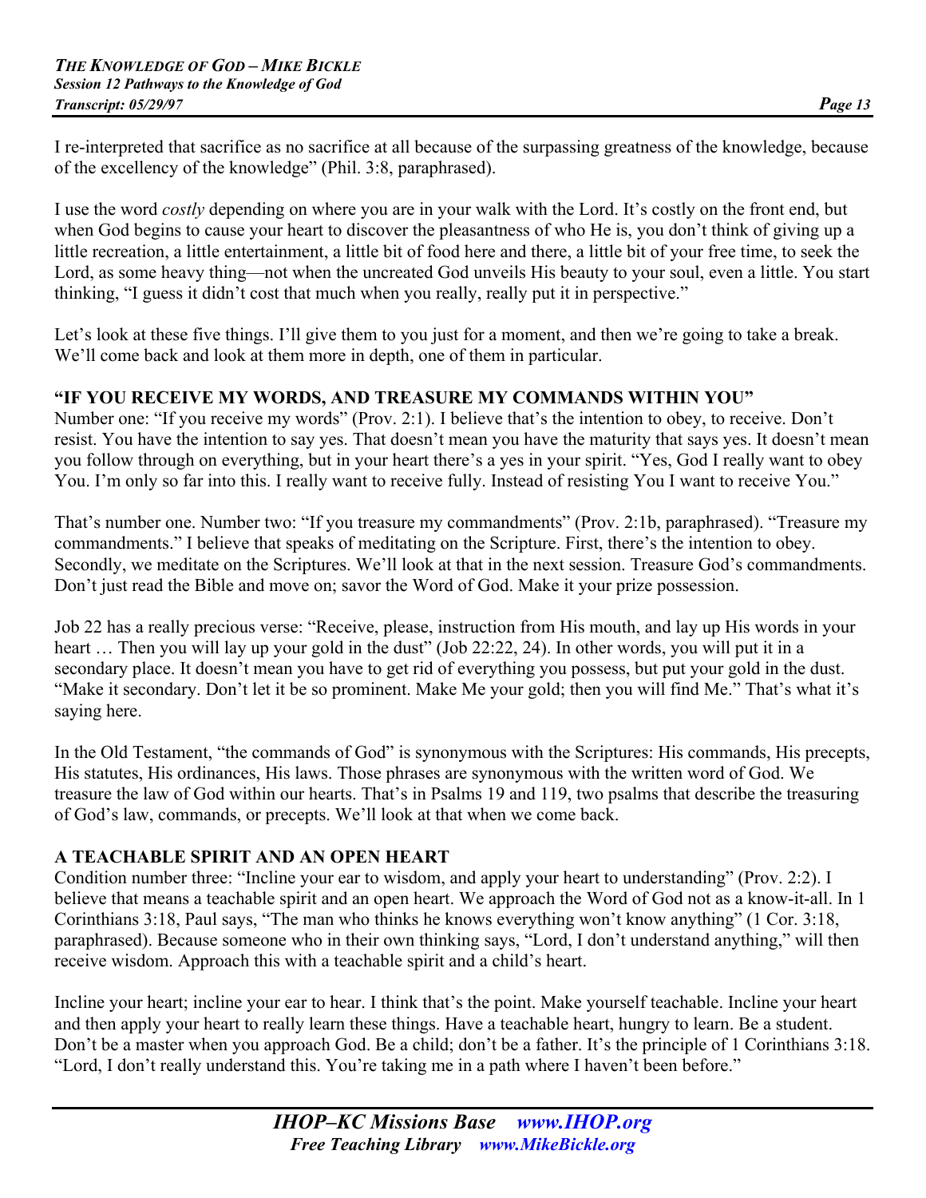I re-interpreted that sacrifice as no sacrifice at all because of the surpassing greatness of the knowledge, because of the excellency of the knowledge" (Phil. 3:8, paraphrased).

I use the word *costly* depending on where you are in your walk with the Lord. It's costly on the front end, but when God begins to cause your heart to discover the pleasantness of who He is, you don't think of giving up a little recreation, a little entertainment, a little bit of food here and there, a little bit of your free time, to seek the Lord, as some heavy thing—not when the uncreated God unveils His beauty to your soul, even a little. You start thinking, "I guess it didn't cost that much when you really, really put it in perspective."

Let's look at these five things. I'll give them to you just for a moment, and then we're going to take a break. We'll come back and look at them more in depth, one of them in particular.

## "IF YOU RECEIVE MY WORDS, AND TREASURE MY COMMANDS WITHIN YOU"

Number one: "If you receive my words" (Prov. 2:1). I believe that's the intention to obey, to receive. Don't resist. You have the intention to say yes. That doesn't mean you have the maturity that says yes. It doesn't mean you follow through on everything, but in your heart there's a yes in your spirit. "Yes, God I really want to obey You. I'm only so far into this. I really want to receive fully. Instead of resisting You I want to receive You."

That's number one. Number two: "If you treasure my commandments" (Prov. 2:1b, paraphrased). "Treasure my commandments." I believe that speaks of meditating on the Scripture. First, there's the intention to obey. Secondly, we meditate on the Scriptures. We'll look at that in the next session. Treasure God's commandments. Don't just read the Bible and move on; savor the Word of God. Make it your prize possession.

Job 22 has a really precious verse: "Receive, please, instruction from His mouth, and lay up His words in your heart … Then you will lay up your gold in the dust" (Job 22:22, 24). In other words, you will put it in a secondary place. It doesn't mean you have to get rid of everything you possess, but put your gold in the dust. "Make it secondary. Don't let it be so prominent. Make Me your gold; then you will find Me." That's what it's saying here.

In the Old Testament, "the commands of God" is synonymous with the Scriptures: His commands, His precepts, His statutes, His ordinances, His laws. Those phrases are synonymous with the written word of God. We treasure the law of God within our hearts. That's in Psalms 19 and 119, two psalms that describe the treasuring of God's law, commands, or precepts. We'll look at that when we come back.

## A TEACHABLE SPIRIT AND AN OPEN HEART

Condition number three: "Incline your ear to wisdom, and apply your heart to understanding" (Prov. 2:2). I believe that means a teachable spirit and an open heart. We approach the Word of God not as a know-it-all. In 1 Corinthians 3:18, Paul says, "The man who thinks he knows everything won't know anything" (1 Cor. 3:18, paraphrased). Because someone who in their own thinking says, "Lord, I don't understand anything," will then receive wisdom. Approach this with a teachable spirit and a child's heart.

Incline your heart; incline your ear to hear. I think that's the point. Make yourself teachable. Incline your heart and then apply your heart to really learn these things. Have a teachable heart, hungry to learn. Be a student. Don't be a master when you approach God. Be a child; don't be a father. It's the principle of 1 Corinthians 3:18. "Lord, I don't really understand this. You're taking me in a path where I haven't been before."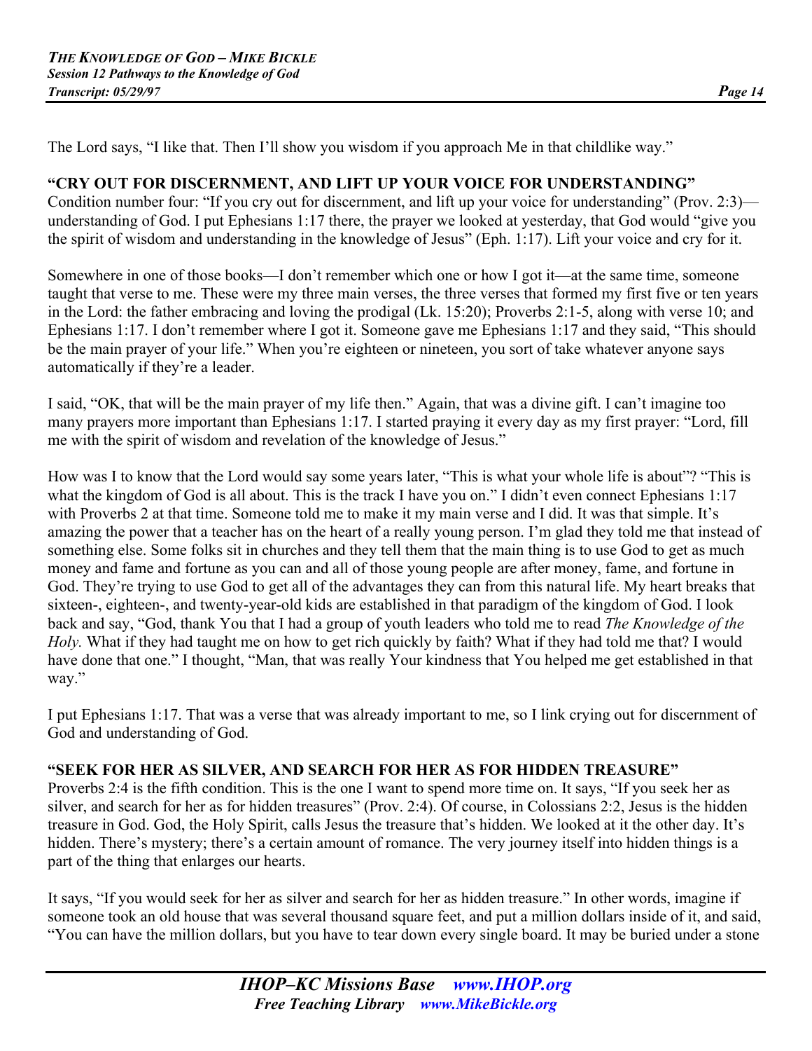The Lord says, "I like that. Then I'll show you wisdom if you approach Me in that childlike way."

### "CRY OUT FOR DISCERNMENT, AND LIFT UP YOUR VOICE FOR UNDERSTANDING"

Condition number four: "If you cry out for discernment, and lift up your voice for understanding" (Prov. 2:3)—understanding of God. I put Ephesians 1:17 there, the prayer we looked at yesterday, that God would "give you the spirit of wisdom and understanding in the knowledge of Jesus" (Eph. 1:17). Lift your voice and cry for it.

Somewhere in one of those books—I don't remember which one or how I got it—at the same time, someone taught that verse to me. These were my three main verses, the three verses that formed my first five or ten years in the Lord: the father embracing and loving the prodigal (Lk. 15:20); Proverbs 2:1-5, along with verse 10; and Ephesians 1:17. I don't remember where I got it. Someone gave me Ephesians 1:17 and they said, "This should be the main prayer of your life." When you're eighteen or nineteen, you sort of take whatever anyone says automatically if they're a leader.

I said, "OK, that will be the main prayer of my life then." Again, that was a divine gift. I can't imagine too many prayers more important than Ephesians 1:17. I started praying it every day as my first prayer: "Lord, fill me with the spirit of wisdom and revelation of the knowledge of Jesus."

How was I to know that the Lord would say some years later, "This is what your whole life is about"? "This is what the kingdom of God is all about. This is the track I have you on." I didn't even connect Ephesians 1:17 with Proverbs 2 at that time. Someone told me to make it my main verse and I did. It was that simple. It's amazing the power that a teacher has on the heart of a really young person. I'm glad they told me that instead of something else. Some folks sit in churches and they tell them that the main thing is to use God to get as much money and fame and fortune as you can and all of those young people are after money, fame, and fortune in God. They're trying to use God to get all of the advantages they can from this natural life. My heart breaks that sixteen-, eighteen-, and twenty-year-old kids are established in that paradigm of the kingdom of God. I look back and say, "God, thank You that I had a group of youth leaders who told me to read *The Knowledge of the Holy.* What if they had taught me on how to get rich quickly by faith? What if they had told me that? I would have done that one." I thought, "Man, that was really Your kindness that You helped me get established in that way."

I put Ephesians 1:17. That was a verse that was already important to me, so I link crying out for discernment of God and understanding of God.

### "SEEK FOR HER AS SILVER, AND SEARCH FOR HER AS FOR HIDDEN TREASURE"

Proverbs 2:4 is the fifth condition. This is the one I want to spend more time on. It says, "If you seek her as silver, and search for her as for hidden treasures" (Prov. 2:4). Of course, in Colossians 2:2, Jesus is the hidden treasure in God. God, the Holy Spirit, calls Jesus the treasure that's hidden. We looked at it the other day. It's hidden. There's mystery; there's a certain amount of romance. The very journey itself into hidden things is a part of the thing that enlarges our hearts.

It says, "If you would seek for her as silver and search for her as hidden treasure." In other words, imagine if someone took an old house that was several thousand square feet, and put a million dollars inside of it, and said, "You can have the million dollars, but you have to tear down every single board. It may be buried under a stone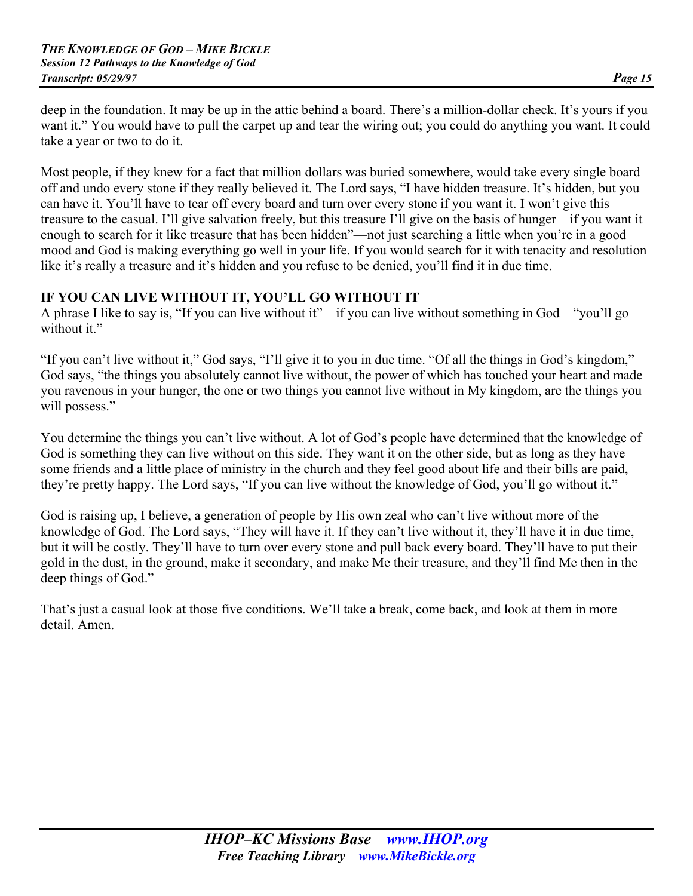deep in the foundation. It may be up in the attic behind a board. There's a million-dollar check. It's yours if you want it." You would have to pull the carpet up and tear the wiring out; you could do anything you want. It could take a year or two to do it.

Most people, if they knew for a fact that million dollars was buried somewhere, would take every single board off and undo every stone if they really believed it. The Lord says, "I have hidden treasure. It's hidden, but you can have it. You'll have to tear off every board and turn over every stone if you want it. I won't give this treasure to the casual. I'll give salvation freely, but this treasure I'll give on the basis of hunger—if you want it enough to search for it like treasure that has been hidden"—not just searching a little when you're in a good mood and God is making everything go well in your life. If you would search for it with tenacity and resolution like it's really a treasure and it's hidden and you refuse to be denied, you'll find it in due time.

**IF YOU CAN LIVE WITHOUT IT, YOU'LL GO WITHOUT IT**

A phrase I like to say is, "If you can live without it"—if you can live without something in God—"you'll go without it."

"If you can't live without it," God says, "I'll give it to you in due time. "Of all the things in God's kingdom," God says, "the things you absolutely cannot live without, the power of which has touched your heart and made you ravenous in your hunger, the one or two things you cannot live without in My kingdom, are the things you will possess."

You determine the things you can't live without. A lot of God's people have determined that the knowledge of God is something they can live without on this side. They want it on the other side, but as long as they have some friends and a little place of ministry in the church and they feel good about life and their bills are paid, they're pretty happy. The Lord says, "If you can live without the knowledge of God, you'll go without it."

God is raising up, I believe, a generation of people by His own zeal who can't live without more of the knowledge of God. The Lord says, "They will have it. If they can't live without it, they'll have it in due time, but it will be costly. They'll have to turn over every stone and pull back every board. They'll have to put their gold in the dust, in the ground, make it secondary, and make Me their treasure, and they'll find Me then in the deep things of God."

That's just a casual look at those five conditions. We'll take a break, come back, and look at them in more detail. Amen.